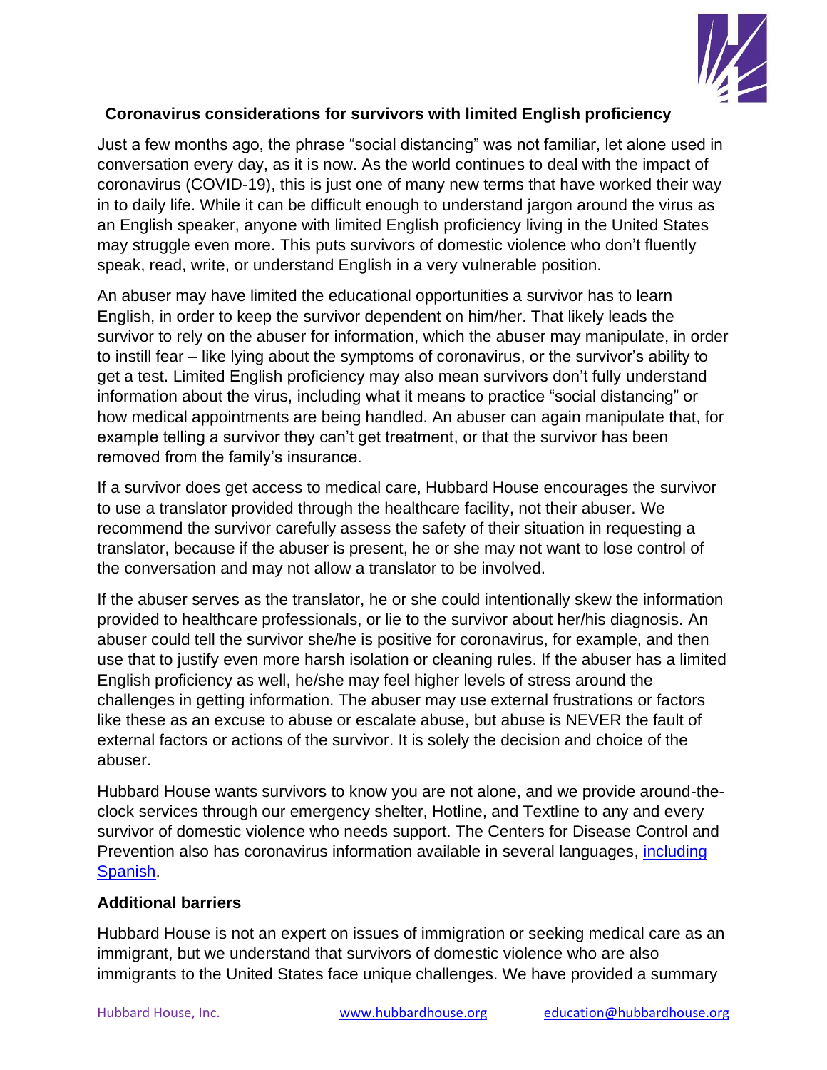## Coronavirus considerations for survivors with limited English proficiency

Just a few months ago, the phrase "social distancing" was not familiar, let alone used in conversation every day, as it is now. As the world continues to deal with the impact of coronavirus (COVID-19), this is just one of many new terms that have worked their way in to daily life. While it can be difficult enough to understand jargon around the virus as an English speaker, anyone with limited English proficiency living in the United States may struggle even more. This puts survivors of domestic violence who don't fluently speak, read, write, or understand English in a very vulnerable position.

An abuser may have limited the educational opportunities a survivor has to learn English, in order to keep the survivor dependent on him/her. That likely leads the survivor to rely on the abuser for information, which the abuser may manipulate, in order to instill fear – like lying about the symptoms of coronavirus, or the survivor's ability to get a test. Limited English proficiency may also mean survivors don't fully understand information about the virus, including what it means to practice "social distancing" or how medical appointments are being handled. An abuser can again manipulate that, for example telling a survivor they can't get treatment, or that the survivor has been removed from the family's insurance.

If a survivor does get access to medical care, Hubbard House encourages the survivor to use a translator provided through the healthcare facility, not their abuser. We recommend the survivor carefully assess the safety of their situation in requesting a translator, because if the abuser is present, he or she may not want to lose control of the conversation and may not allow a translator to be involved.

If the abuser serves as the translator, he or she could intentionally skew the information provided to healthcare professionals, or lie to the survivor about her/his diagnosis. An abuser could tell the survivor she/he is positive for coronavirus, for example, and then use that to justify even more harsh isolation or cleaning rules. If the abuser has a limited English proficiency as well, he/she may feel higher levels of stress around the challenges in getting information. The abuser may use external frustrations or factors like these as an excuse to abuse or escalate abuse, but abuse is NEVER the fault of external factors or actions of the survivor. It is solely the decision and choice of the abuser.

Hubbard House wants survivors to know you are not alone, and we provide around-the-clock services through our emergency shelter, Hotline, and Textline to any and every survivor of domestic violence who needs support. The Centers for Disease Control and Prevention also has coronavirus information available in several languages, including Spanish.

### Additional barriers

Hubbard House is not an expert on issues of immigration or seeking medical care as an immigrant, but we understand that survivors of domestic violence who are also immigrants to the United States face unique challenges. We have provided a summary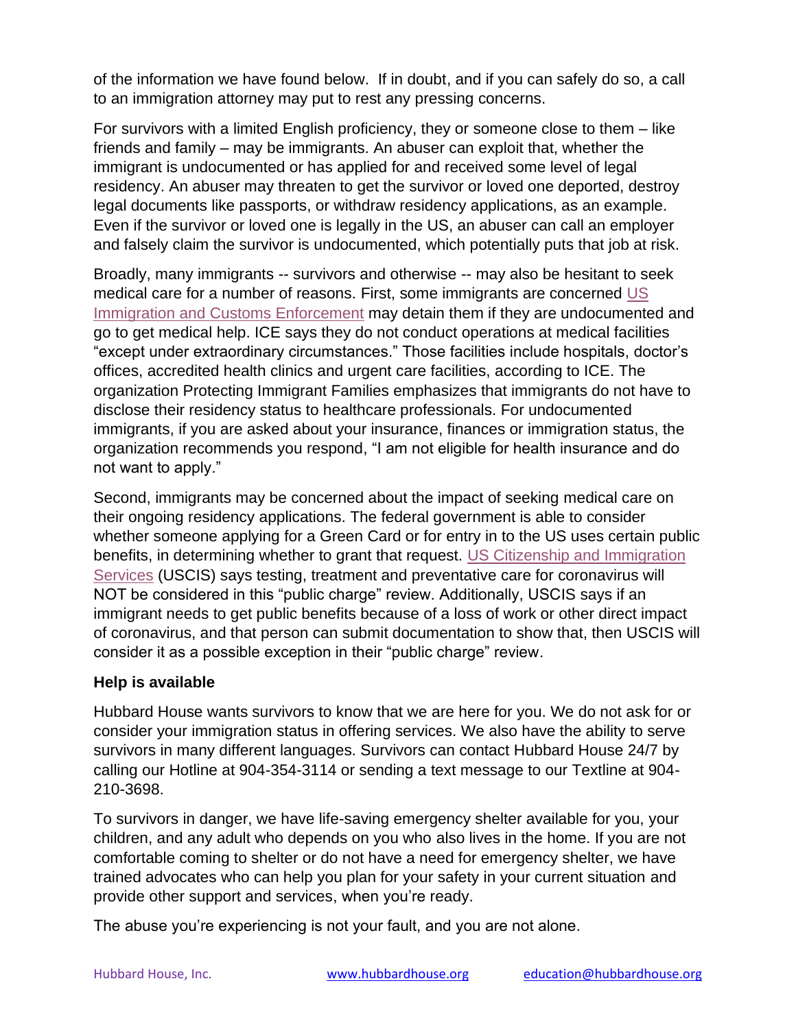of the information we have found below. If in doubt, and if you can safely do so, a call to an immigration attorney may put to rest any pressing concerns.

For survivors with a limited English proficiency, they or someone close to them – like friends and family – may be immigrants. An abuser can exploit that, whether the immigrant is undocumented or has applied for and received some level of legal residency. An abuser may threaten to get the survivor or loved one deported, destroy legal documents like passports, or withdraw residency applications, as an example. Even if the survivor or loved one is legally in the US, an abuser can call an employer and falsely claim the survivor is undocumented, which potentially puts that job at risk.

Broadly, many immigrants -- survivors and otherwise -- may also be hesitant to seek medical care for a number of reasons. First, some immigrants are concerned US Immigration and Customs Enforcement may detain them if they are undocumented and go to get medical help. ICE says they do not conduct operations at medical facilities "except under extraordinary circumstances." Those facilities include hospitals, doctor's offices, accredited health clinics and urgent care facilities, according to ICE. The organization Protecting Immigrant Families emphasizes that immigrants do not have to disclose their residency status to healthcare professionals. For undocumented immigrants, if you are asked about your insurance, finances or immigration status, the organization recommends you respond, "I am not eligible for health insurance and do not want to apply."

Second, immigrants may be concerned about the impact of seeking medical care on their ongoing residency applications. The federal government is able to consider whether someone applying for a Green Card or for entry in to the US uses certain public benefits, in determining whether to grant that request. US Citizenship and Immigration Services (USCIS) says testing, treatment and preventative care for coronavirus will NOT be considered in this "public charge" review. Additionally, USCIS says if an immigrant needs to get public benefits because of a loss of work or other direct impact of coronavirus, and that person can submit documentation to show that, then USCIS will consider it as a possible exception in their "public charge" review.

**Help is available**

Hubbard House wants survivors to know that we are here for you. We do not ask for or consider your immigration status in offering services. We also have the ability to serve survivors in many different languages. Survivors can contact Hubbard House 24/7 by calling our Hotline at 904-354-3114 or sending a text message to our Textline at 904-210-3698.

To survivors in danger, we have life-saving emergency shelter available for you, your children, and any adult who depends on you who also lives in the home. If you are not comfortable coming to shelter or do not have a need for emergency shelter, we have trained advocates who can help you plan for your safety in your current situation and provide other support and services, when you're ready.

The abuse you're experiencing is not your fault, and you are not alone.